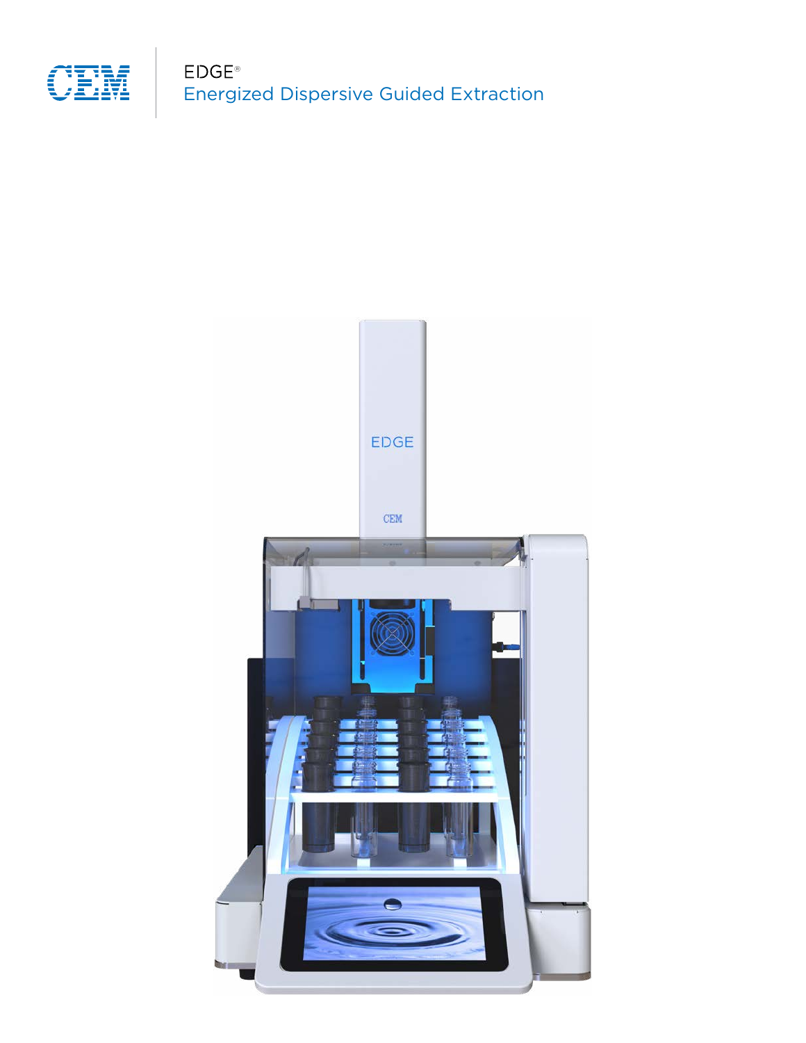CEM

EDGE®

Energized Dispersive Guided Extraction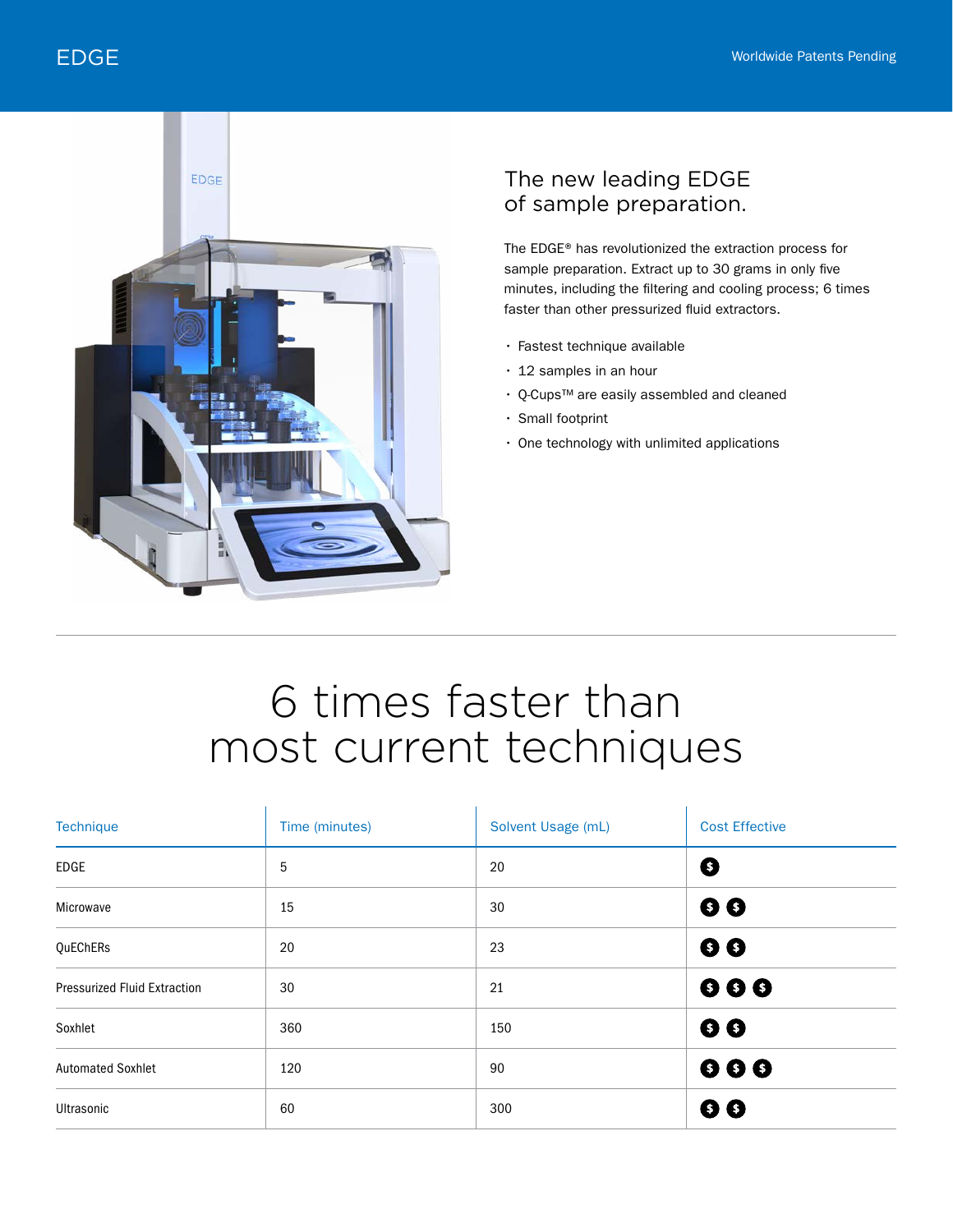# EDGE

Worldwide Patents Pending

## The new leading EDGE of sample preparation.

The EDGE® has revolutionized the extraction process for sample preparation. Extract up to 30 grams in only five minutes, including the filtering and cooling process; 6 times faster than other pressurized fluid extractors.

- Fastest technique available
- 12 samples in an hour
- Q-Cups™ are easily assembled and cleaned
- Small footprint
- One technology with unlimited applications

## 6 times faster than most current techniques

| Technique | Time (minutes) | Solvent Usage (mL) | Cost Effective |
|---|---|---|---|
| EDGE | 5 | 20 | $ |
| Microwave | 15 | 30 | $ $ |
| QuEChERs | 20 | 23 | $ $ |
| Pressurized Fluid Extraction | 30 | 21 | $ $ $ |
| Soxhlet | 360 | 150 | $ $ |
| Automated Soxhlet | 120 | 90 | $ $ $ |
| Ultrasonic | 60 | 300 | $ $ |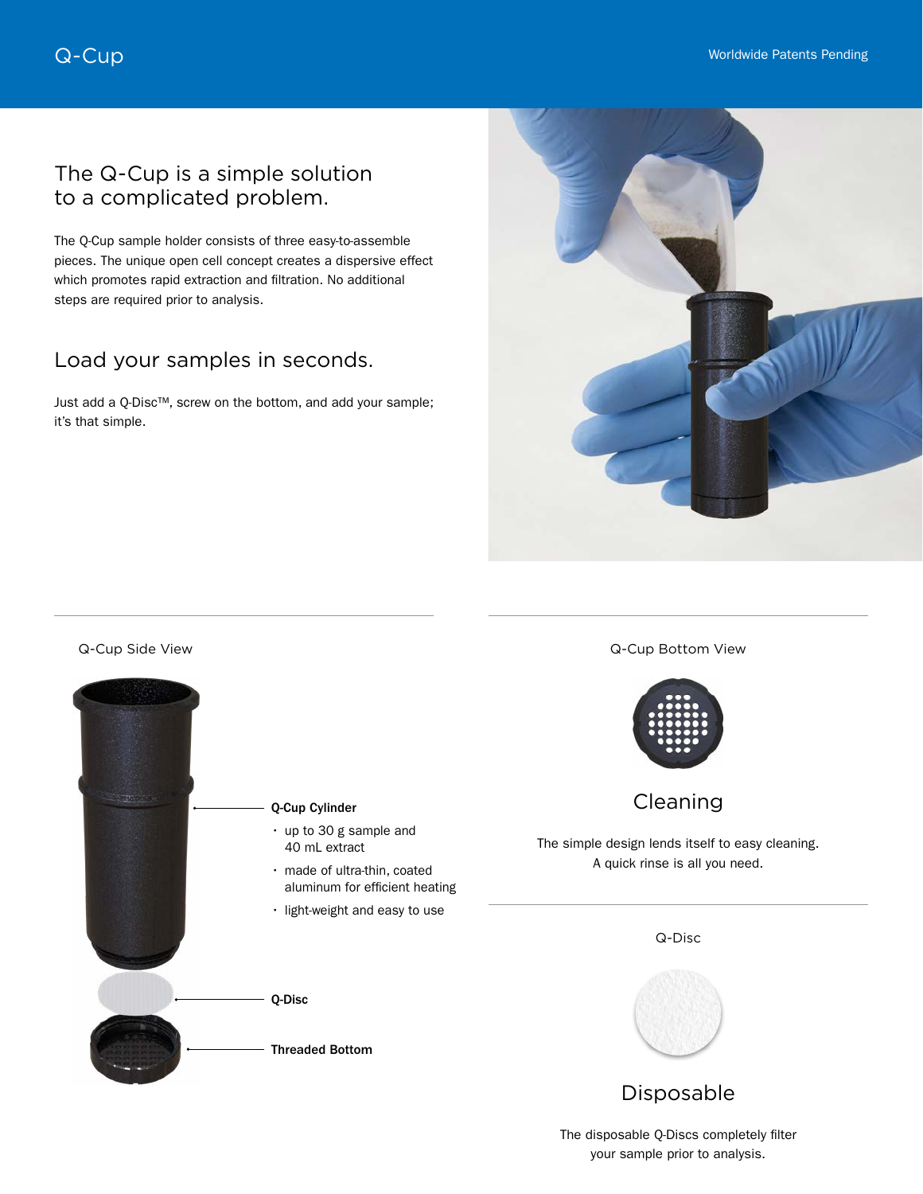# Q-Cup

Worldwide Patents Pending

## The Q-Cup is a simple solution to a complicated problem.

The Q-Cup sample holder consists of three easy-to-assemble pieces. The unique open cell concept creates a dispersive effect which promotes rapid extraction and filtration. No additional steps are required prior to analysis.

## Load your samples in seconds.

Just add a Q-Disc™, screw on the bottom, and add your sample; it's that simple.

### Q-Cup Side View

**Q-Cup Cylinder**

- up to 30 g sample and 40 mL extract
- made of ultra-thin, coated aluminum for efficient heating
- light-weight and easy to use

**Q-Disc**

**Threaded Bottom**

### Q-Cup Bottom View

## Cleaning

The simple design lends itself to easy cleaning. A quick rinse is all you need.

### Q-Disc

## Disposable

The disposable Q-Discs completely filter your sample prior to analysis.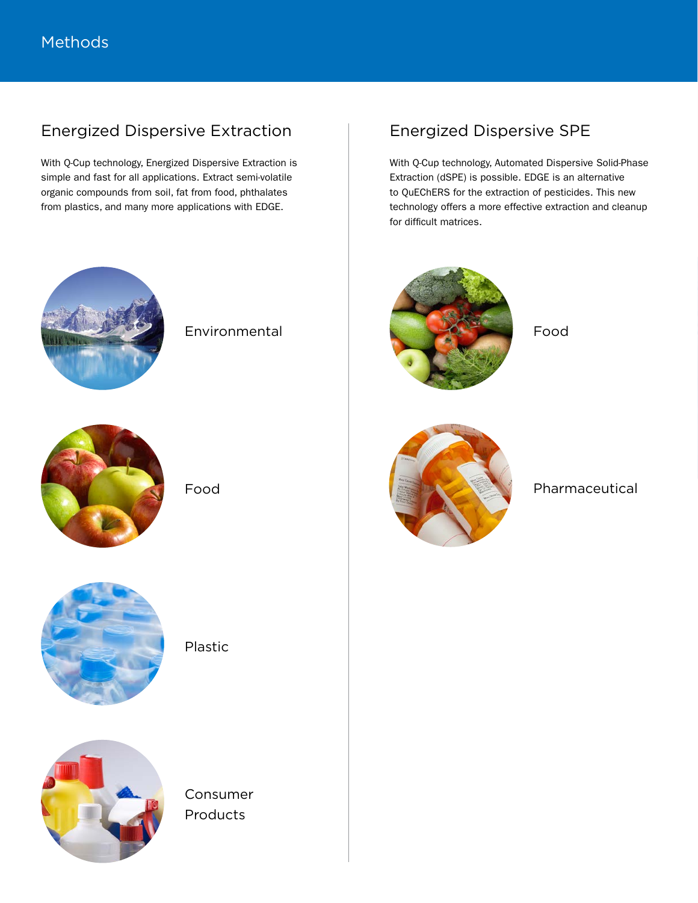# Methods

## Energized Dispersive Extraction

With Q-Cup technology, Energized Dispersive Extraction is simple and fast for all applications. Extract semi-volatile organic compounds from soil, fat from food, phthalates from plastics, and many more applications with EDGE.

Environmental

Food

Plastic

Consumer Products

## Energized Dispersive SPE

With Q-Cup technology, Automated Dispersive Solid-Phase Extraction (dSPE) is possible. EDGE is an alternative to QuEChERS for the extraction of pesticides. This new technology offers a more effective extraction and cleanup for difficult matrices.

Food

Pharmaceutical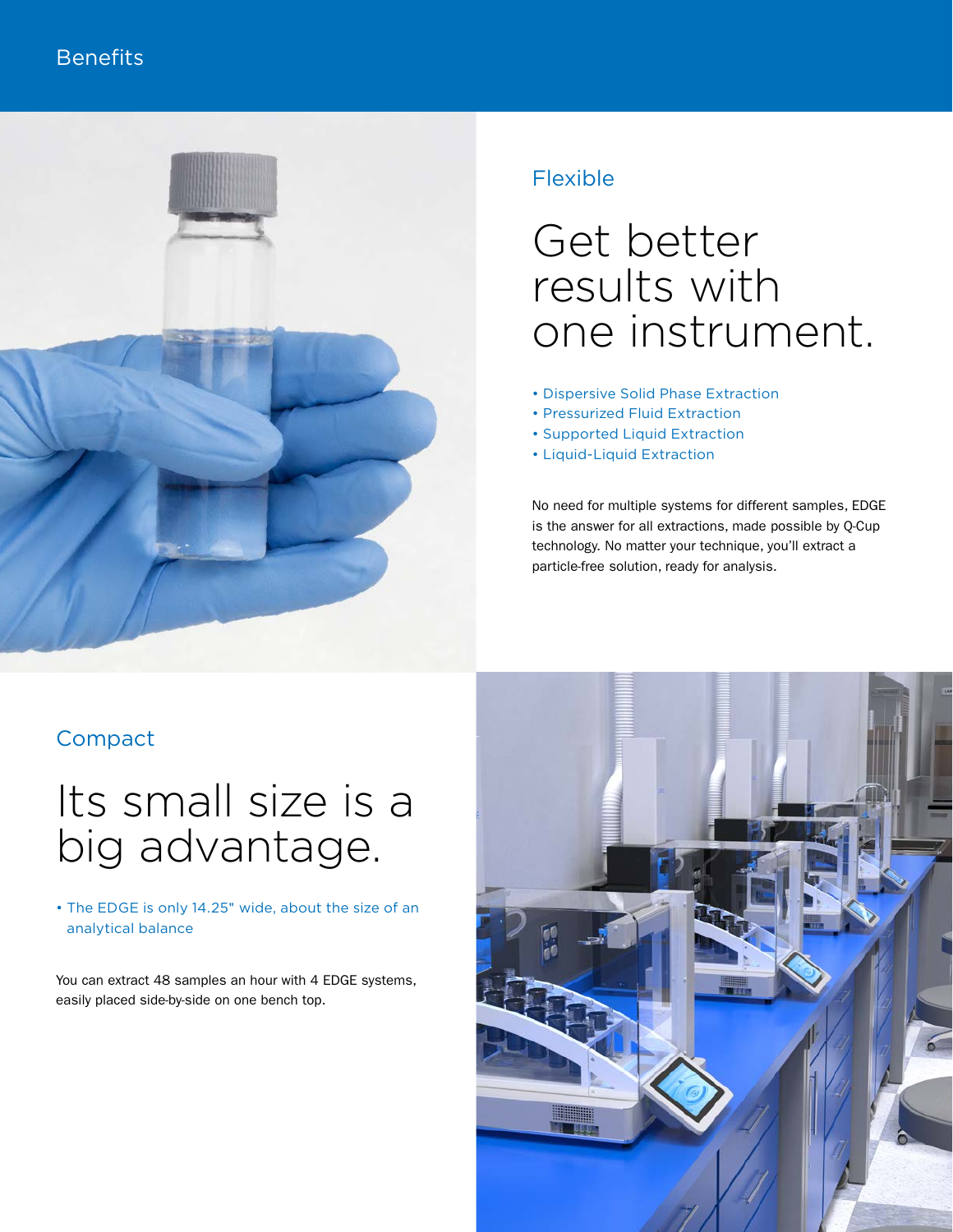# Benefits

## Flexible

### Get better results with one instrument.

- Dispersive Solid Phase Extraction
- Pressurized Fluid Extraction
- Supported Liquid Extraction
- Liquid-Liquid Extraction

No need for multiple systems for different samples, EDGE is the answer for all extractions, made possible by Q-Cup technology. No matter your technique, you'll extract a particle-free solution, ready for analysis.

## Compact

### Its small size is a big advantage.

- The EDGE is only 14.25" wide, about the size of an analytical balance

You can extract 48 samples an hour with 4 EDGE systems, easily placed side-by-side on one bench top.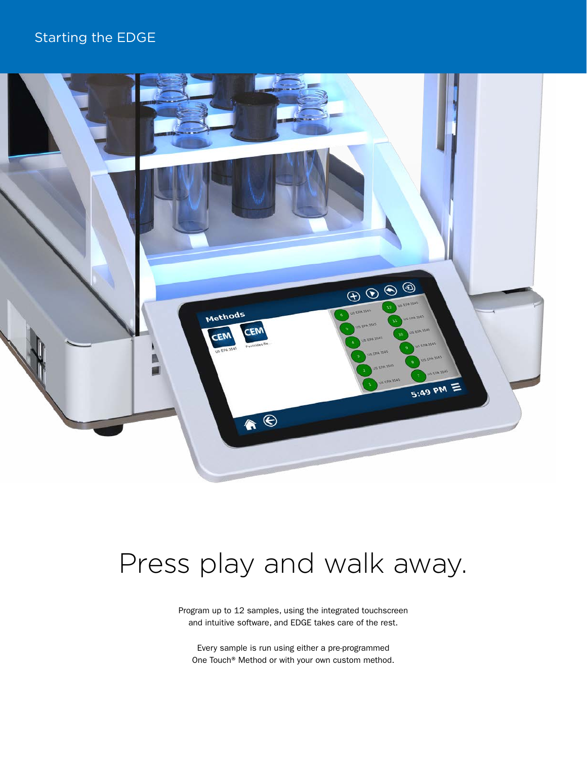Starting the EDGE

# Press play and walk away.

Program up to 12 samples, using the integrated touchscreen and intuitive software, and EDGE takes care of the rest.

Every sample is run using either a pre-programmed One Touch® Method or with your own custom method.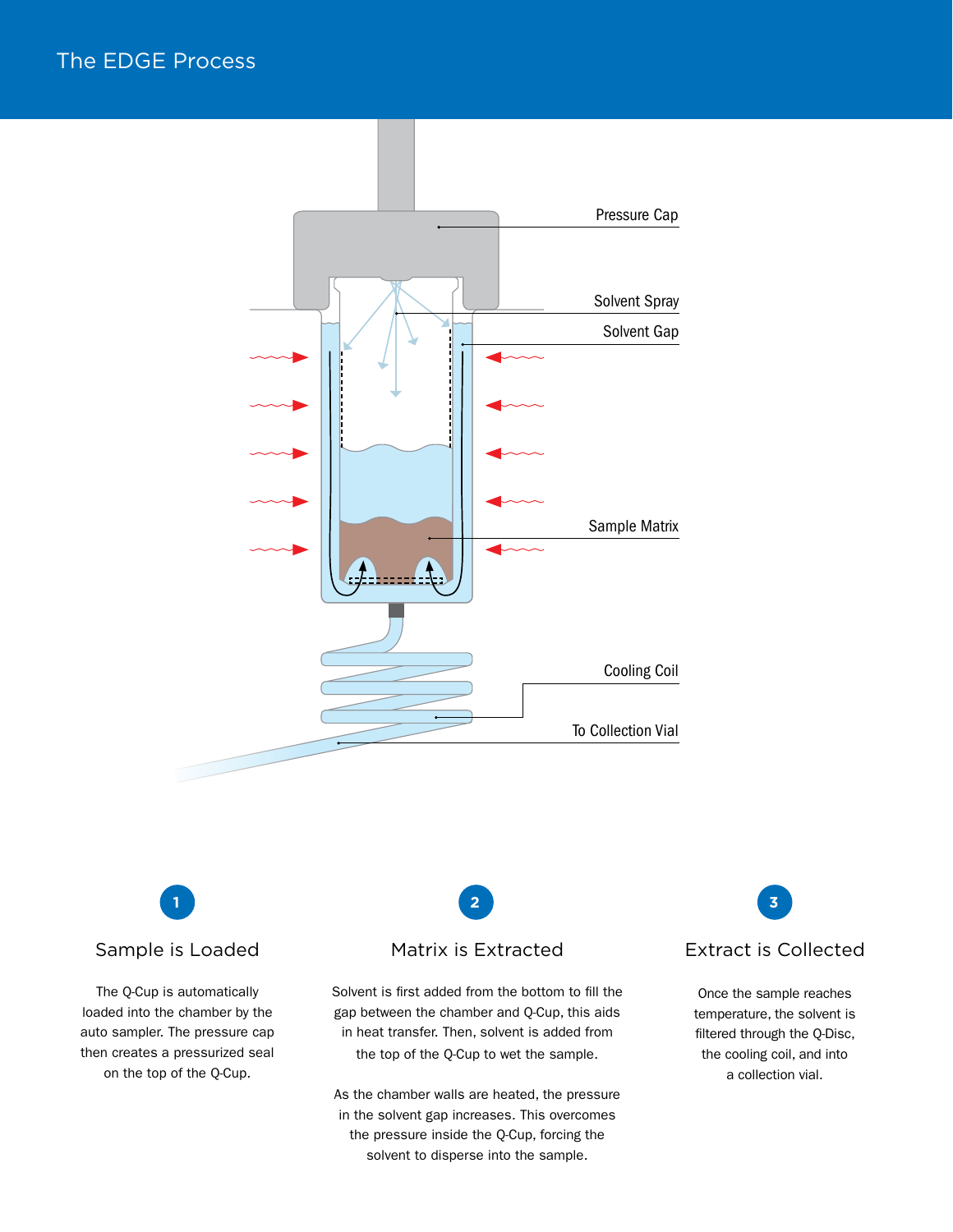# The EDGE Process

Pressure Cap

Solvent Spray

Solvent Gap

Sample Matrix

Cooling Coil

To Collection Vial

## 1 Sample is Loaded

The Q-Cup is automatically loaded into the chamber by the auto sampler. The pressure cap then creates a pressurized seal on the top of the Q-Cup.

## 2 Matrix is Extracted

Solvent is first added from the bottom to fill the gap between the chamber and Q-Cup, this aids in heat transfer. Then, solvent is added from the top of the Q-Cup to wet the sample.

As the chamber walls are heated, the pressure in the solvent gap increases. This overcomes the pressure inside the Q-Cup, forcing the solvent to disperse into the sample.

## 3 Extract is Collected

Once the sample reaches temperature, the solvent is filtered through the Q-Disc, the cooling coil, and into a collection vial.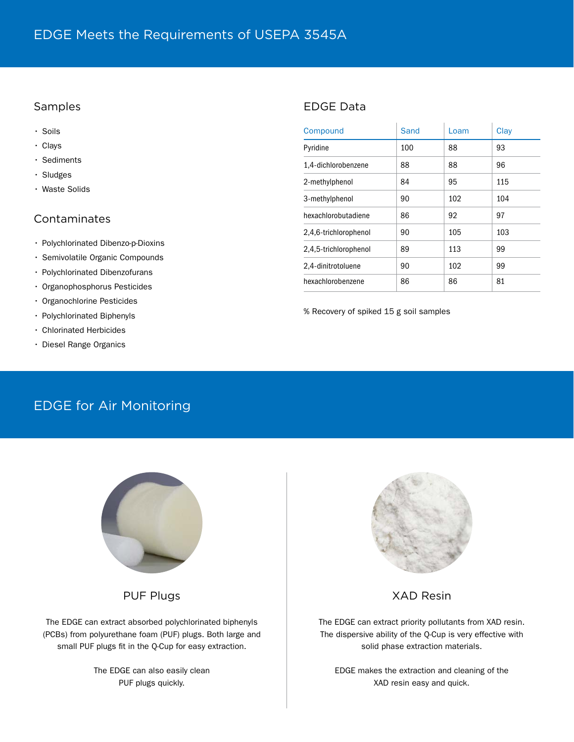# EDGE Meets the Requirements of USEPA 3545A

## Samples

- Soils
- Clays
- Sediments
- Sludges
- Waste Solids

## Contaminates

- Polychlorinated Dibenzo-p-Dioxins
- Semivolatile Organic Compounds
- Polychlorinated Dibenzofurans
- Organophosphorus Pesticides
- Organochlorine Pesticides
- Polychlorinated Biphenyls
- Chlorinated Herbicides
- Diesel Range Organics

## EDGE Data

| Compound | Sand | Loam | Clay |
|---|---|---|---|
| Pyridine | 100 | 88 | 93 |
| 1,4-dichlorobenzene | 88 | 88 | 96 |
| 2-methylphenol | 84 | 95 | 115 |
| 3-methylphenol | 90 | 102 | 104 |
| hexachlorobutadiene | 86 | 92 | 97 |
| 2,4,6-trichlorophenol | 90 | 105 | 103 |
| 2,4,5-trichlorophenol | 89 | 113 | 99 |
| 2,4-dinitrotoluene | 90 | 102 | 99 |
| hexachlorobenzene | 86 | 86 | 81 |

% Recovery of spiked 15 g soil samples

# EDGE for Air Monitoring

## PUF Plugs

The EDGE can extract absorbed polychlorinated biphenyls (PCBs) from polyurethane foam (PUF) plugs. Both large and small PUF plugs fit in the Q-Cup for easy extraction.

The EDGE can also easily clean PUF plugs quickly.

## XAD Resin

The EDGE can extract priority pollutants from XAD resin. The dispersive ability of the Q-Cup is very effective with solid phase extraction materials.

EDGE makes the extraction and cleaning of the XAD resin easy and quick.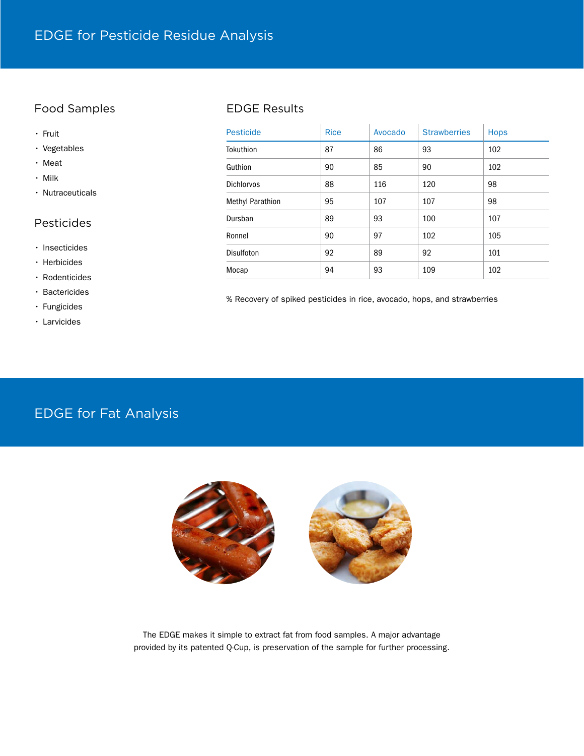# EDGE for Pesticide Residue Analysis

## Food Samples

- Fruit
- Vegetables
- Meat
- Milk
- Nutraceuticals

## Pesticides

- Insecticides
- Herbicides
- Rodenticides
- Bactericides
- Fungicides
- Larvicides

## EDGE Results

| Pesticide | Rice | Avocado | Strawberries | Hops |
|---|---|---|---|---|
| Tokuthion | 87 | 86 | 93 | 102 |
| Guthion | 90 | 85 | 90 | 102 |
| Dichlorvos | 88 | 116 | 120 | 98 |
| Methyl Parathion | 95 | 107 | 107 | 98 |
| Dursban | 89 | 93 | 100 | 107 |
| Ronnel | 90 | 97 | 102 | 105 |
| Disulfoton | 92 | 89 | 92 | 101 |
| Mocap | 94 | 93 | 109 | 102 |

% Recovery of spiked pesticides in rice, avocado, hops, and strawberries

# EDGE for Fat Analysis

The EDGE makes it simple to extract fat from food samples. A major advantage provided by its patented Q-Cup, is preservation of the sample for further processing.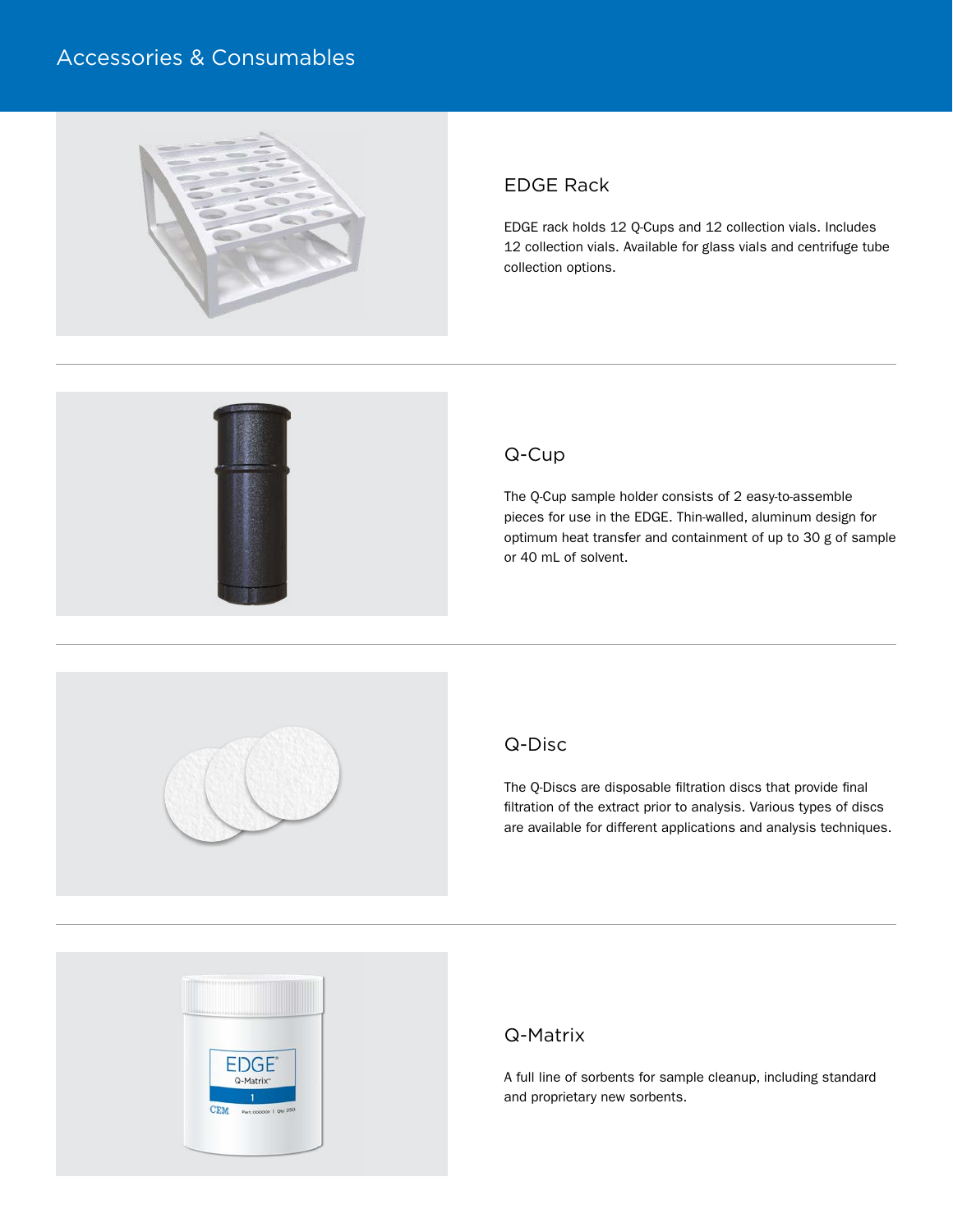# Accessories & Consumables

## EDGE Rack

EDGE rack holds 12 Q-Cups and 12 collection vials. Includes 12 collection vials. Available for glass vials and centrifuge tube collection options.

## Q-Cup

The Q-Cup sample holder consists of 2 easy-to-assemble pieces for use in the EDGE. Thin-walled, aluminum design for optimum heat transfer and containment of up to 30 g of sample or 40 mL of solvent.

## Q-Disc

The Q-Discs are disposable filtration discs that provide final filtration of the extract prior to analysis. Various types of discs are available for different applications and analysis techniques.

## Q-Matrix

A full line of sorbents for sample cleanup, including standard and proprietary new sorbents.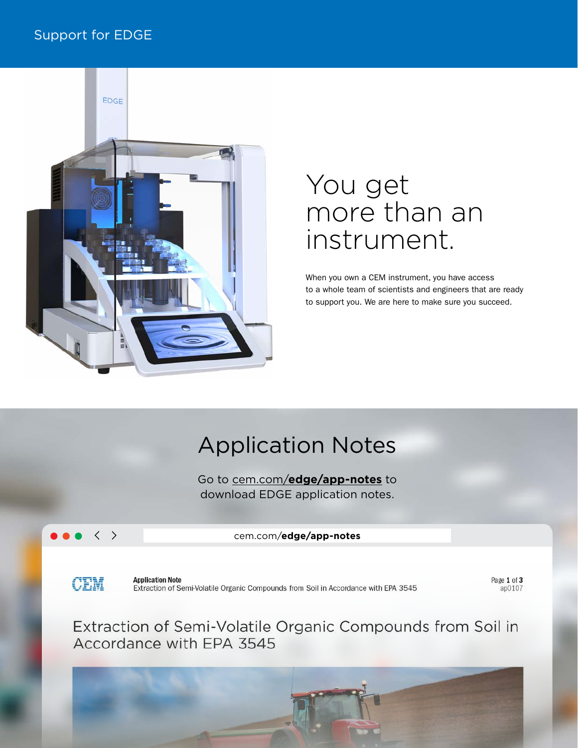# Support for EDGE

## You get more than an instrument.

When you own a CEM instrument, you have access to a whole team of scientists and engineers that are ready to support you. We are here to make sure you succeed.

## Application Notes

Go to cem.com/**edge/app-notes** to download EDGE application notes.

cem.com/**edge/app-notes**

**Application Note**
Extraction of Semi-Volatile Organic Compounds from Soil in Accordance with EPA 3545

Page **1** of **3**
ap0107

Extraction of Semi-Volatile Organic Compounds from Soil in Accordance with EPA 3545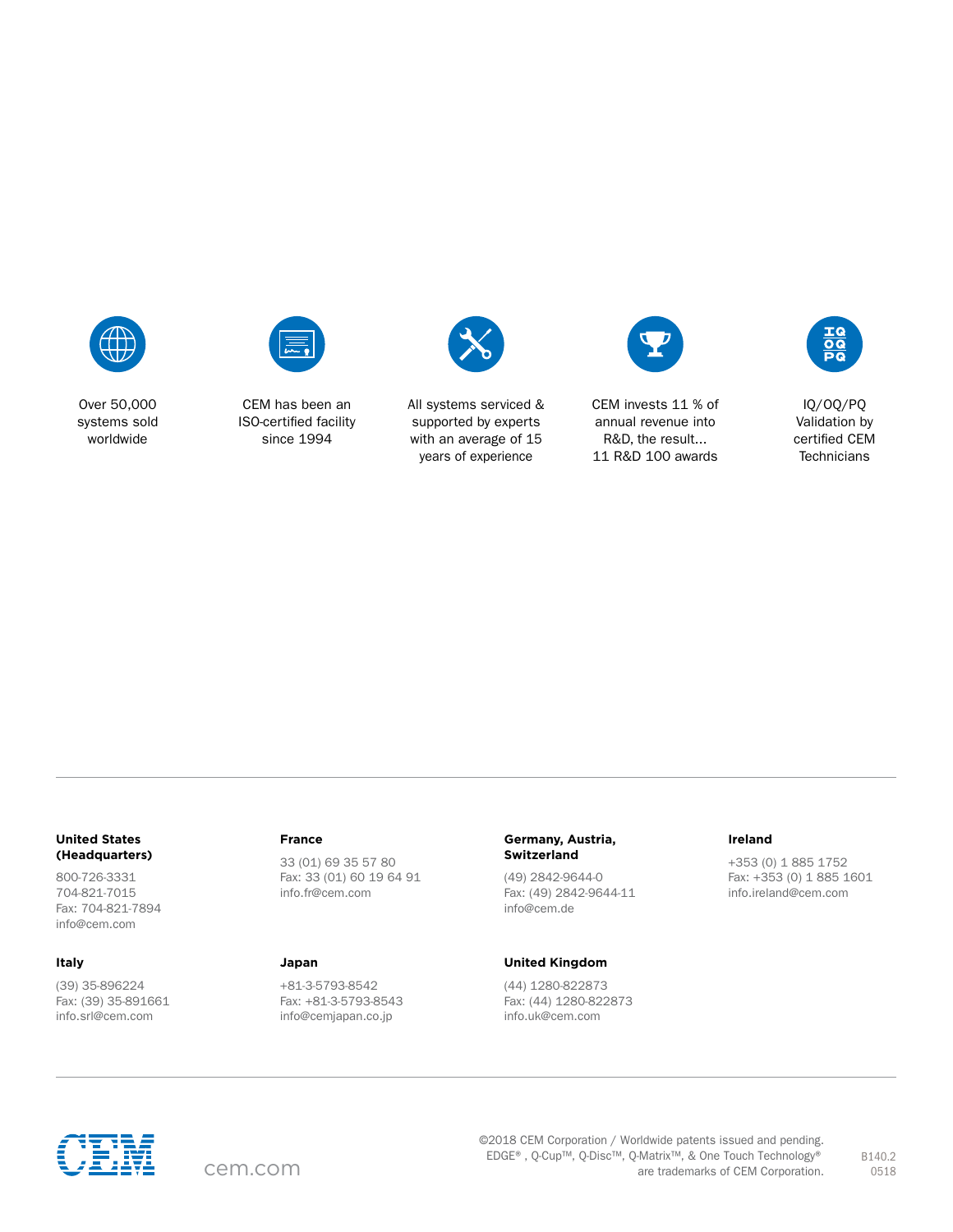Over 50,000 systems sold worldwide

CEM has been an ISO-certified facility since 1994

All systems serviced & supported by experts with an average of 15 years of experience

CEM invests 11 % of annual revenue into R&D, the result... 11 R&D 100 awards

IQ/OQ/PQ Validation by certified CEM Technicians

**United States (Headquarters)**

800-726-3331
704-821-7015
Fax: 704-821-7894
info@cem.com

**France**

33 (01) 69 35 57 80
Fax: 33 (01) 60 19 64 91
info.fr@cem.com

**Germany, Austria, Switzerland**

(49) 2842-9644-0
Fax: (49) 2842-9644-11
info@cem.de

**Ireland**

+353 (0) 1 885 1752
Fax: +353 (0) 1 885 1601
info.ireland@cem.com

**Italy**

(39) 35-896224
Fax: (39) 35-891661
info.srl@cem.com

**Japan**

+81-3-5793-8542
Fax: +81-3-5793-8543
info@cemjapan.co.jp

**United Kingdom**

(44) 1280-822873
Fax: (44) 1280-822873
info.uk@cem.com

CEM

cem.com

©2018 CEM Corporation / Worldwide patents issued and pending.
EDGE®, Q-Cup™, Q-Disc™, Q-Matrix™, & One Touch Technology® are trademarks of CEM Corporation.

B140.2
0518